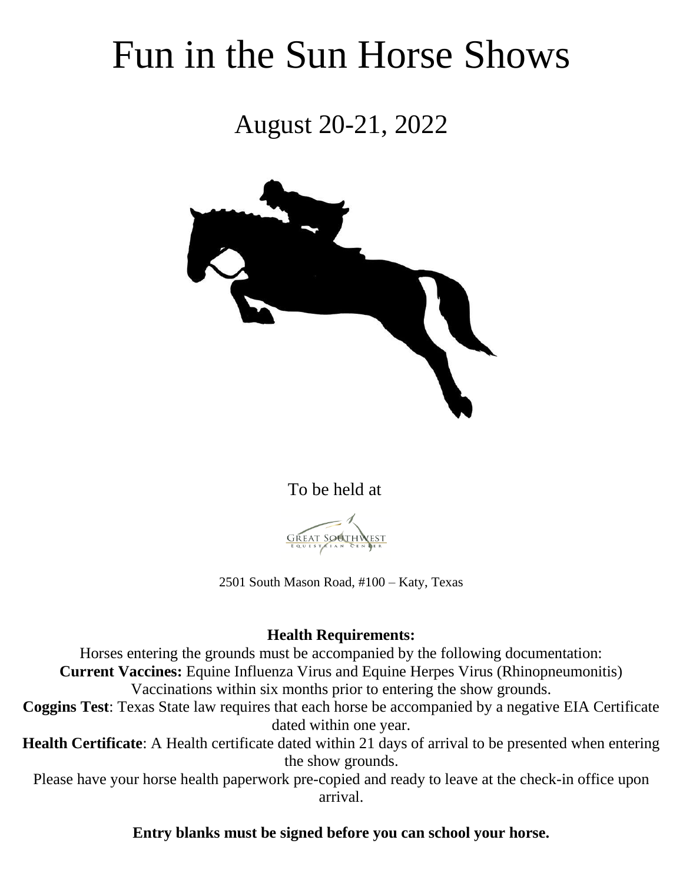# Fun in the Sun Horse Shows

## August 20-21, 2022

To be held at

GREAT SOUTHWEST
EQUESTRIAN CENTER

2501 South Mason Road, #100 – Katy, Texas

**Health Requirements:**

Horses entering the grounds must be accompanied by the following documentation:

**Current Vaccines:** Equine Influenza Virus and Equine Herpes Virus (Rhinopneumonitis) Vaccinations within six months prior to entering the show grounds.

**Coggins Test**: Texas State law requires that each horse be accompanied by a negative EIA Certificate dated within one year.

**Health Certificate**: A Health certificate dated within 21 days of arrival to be presented when entering the show grounds.

Please have your horse health paperwork pre-copied and ready to leave at the check-in office upon arrival.

**Entry blanks must be signed before you can school your horse.**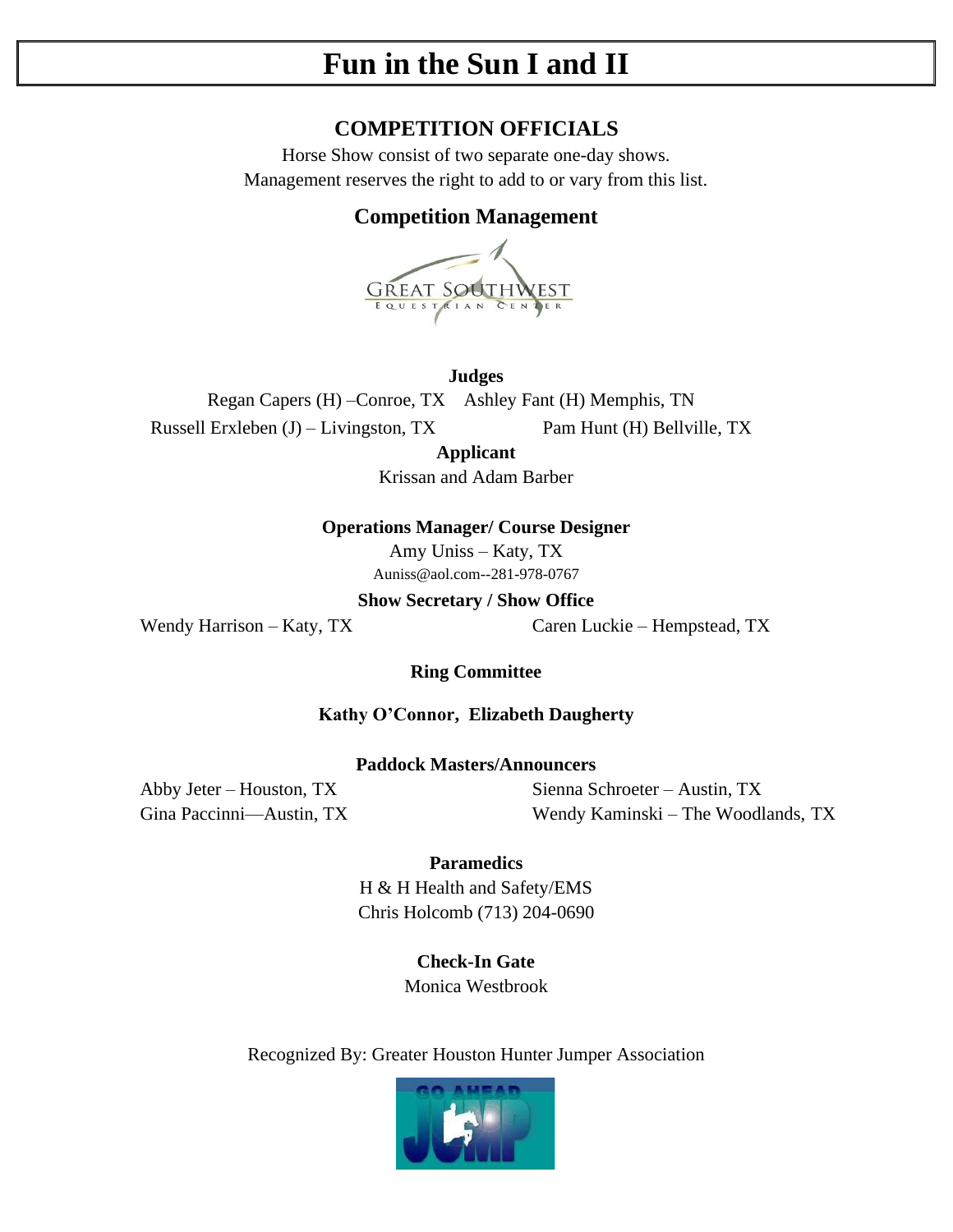# Fun in the Sun I and II

## COMPETITION OFFICIALS

Horse Show consist of two separate one-day shows.
Management reserves the right to add to or vary from this list.

### Competition Management

GREAT SOUTHWEST EQUESTRIAN CENTER

**Judges**

Regan Capers (H) –Conroe, TX    Ashley Fant (H) Memphis, TN

Russell Erxleben (J) – Livingston, TX    Pam Hunt (H) Bellville, TX

**Applicant**

Krissan and Adam Barber

**Operations Manager/ Course Designer**

Amy Uniss – Katy, TX

Auniss@aol.com--281-978-0767

**Show Secretary / Show Office**

Wendy Harrison – Katy, TX    Caren Luckie – Hempstead, TX

**Ring Committee**

**Kathy O'Connor, Elizabeth Daugherty**

**Paddock Masters/Announcers**

Abby Jeter – Houston, TX    Sienna Schroeter – Austin, TX

Gina Paccinni—Austin, TX    Wendy Kaminski – The Woodlands, TX

**Paramedics**

H & H Health and Safety/EMS

Chris Holcomb (713) 204-0690

**Check-In Gate**

Monica Westbrook

Recognized By: Greater Houston Hunter Jumper Association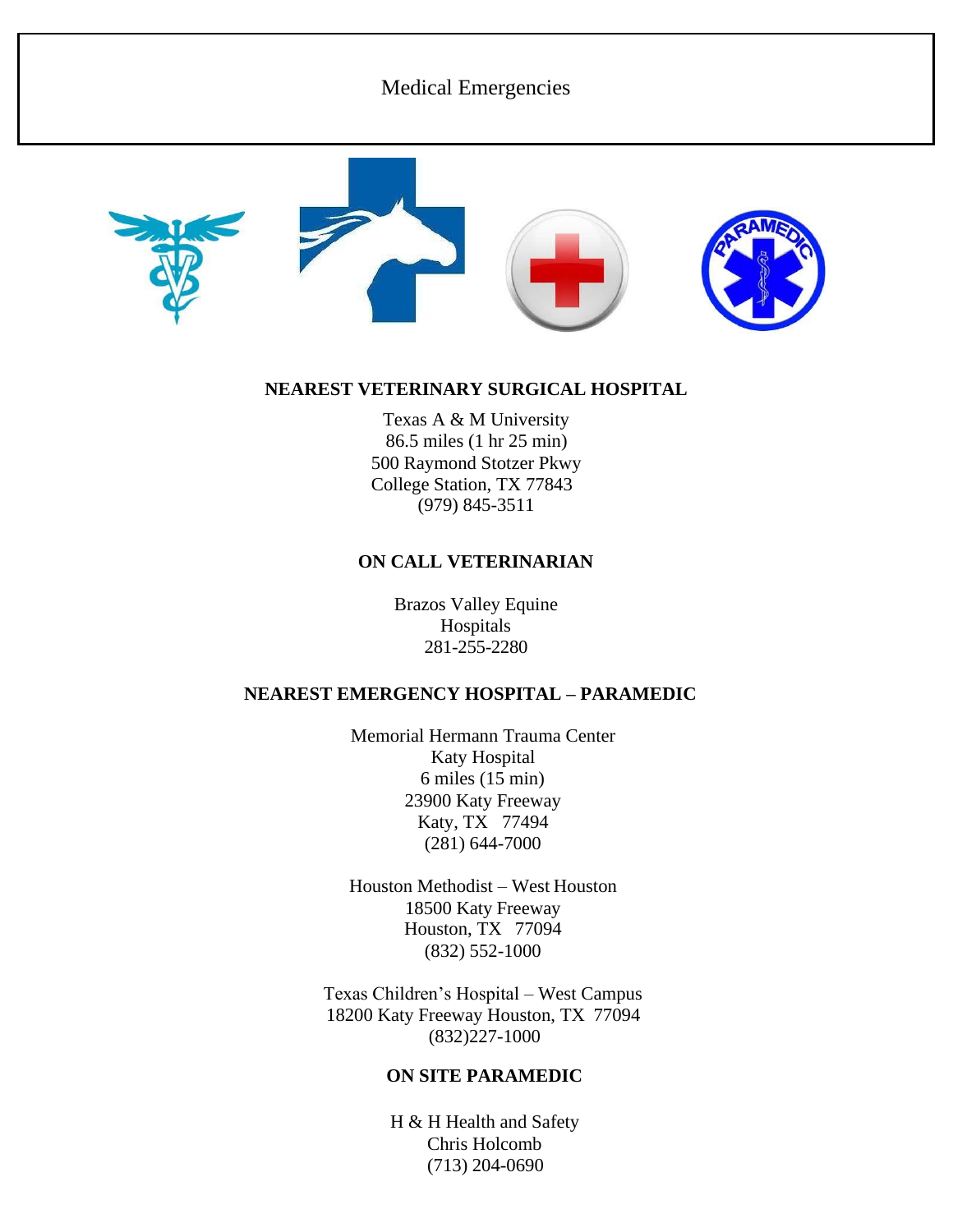# Medical Emergencies

## NEAREST VETERINARY SURGICAL HOSPITAL

Texas A & M University
86.5 miles (1 hr 25 min)
500 Raymond Stotzer Pkwy
College Station, TX 77843
(979) 845-3511

## ON CALL VETERINARIAN

Brazos Valley Equine
Hospitals
281-255-2280

## NEAREST EMERGENCY HOSPITAL – PARAMEDIC

Memorial Hermann Trauma Center
Katy Hospital
6 miles (15 min)
23900 Katy Freeway
Katy, TX 77494
(281) 644-7000

Houston Methodist – West Houston
18500 Katy Freeway
Houston, TX 77094
(832) 552-1000

Texas Children's Hospital – West Campus
18200 Katy Freeway Houston, TX 77094
(832)227-1000

## ON SITE PARAMEDIC

H & H Health and Safety
Chris Holcomb
(713) 204-0690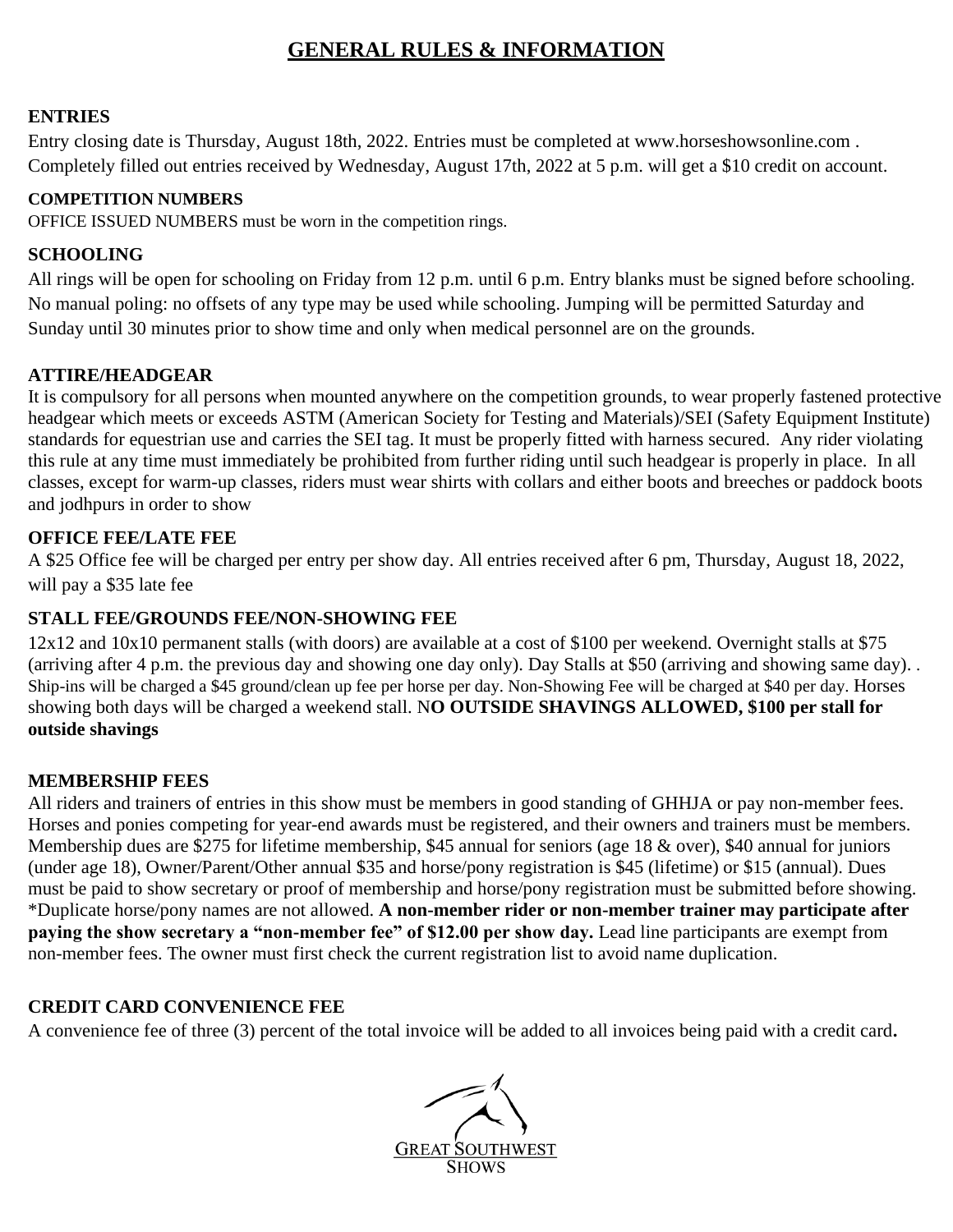# GENERAL RULES & INFORMATION

### ENTRIES

Entry closing date is Thursday, August 18th, 2022. Entries must be completed at www.horseshowsonline.com . Completely filled out entries received by Wednesday, August 17th, 2022 at 5 p.m. will get a $10 credit on account.

### COMPETITION NUMBERS

OFFICE ISSUED NUMBERS must be worn in the competition rings.

### SCHOOLING

All rings will be open for schooling on Friday from 12 p.m. until 6 p.m. Entry blanks must be signed before schooling. No manual poling: no offsets of any type may be used while schooling. Jumping will be permitted Saturday and Sunday until 30 minutes prior to show time and only when medical personnel are on the grounds.

### ATTIRE/HEADGEAR

It is compulsory for all persons when mounted anywhere on the competition grounds, to wear properly fastened protective headgear which meets or exceeds ASTM (American Society for Testing and Materials)/SEI (Safety Equipment Institute) standards for equestrian use and carries the SEI tag. It must be properly fitted with harness secured. Any rider violating this rule at any time must immediately be prohibited from further riding until such headgear is properly in place. In all classes, except for warm-up classes, riders must wear shirts with collars and either boots and breeches or paddock boots and jodhpurs in order to show

### OFFICE FEE/LATE FEE

A $25 Office fee will be charged per entry per show day. All entries received after 6 pm, Thursday, August 18, 2022, will pay a $35 late fee

### STALL FEE/GROUNDS FEE/NON-SHOWING FEE

12x12 and 10x10 permanent stalls (with doors) are available at a cost of $100 per weekend. Overnight stalls at $75 (arriving after 4 p.m. the previous day and showing one day only). Day Stalls at $50 (arriving and showing same day). . Ship-ins will be charged a $45 ground/clean up fee per horse per day. Non-Showing Fee will be charged at $40 per day. Horses showing both days will be charged a weekend stall. N**O OUTSIDE SHAVINGS ALLOWED, $100 per stall for outside shavings**

### MEMBERSHIP FEES

All riders and trainers of entries in this show must be members in good standing of GHHJA or pay non-member fees. Horses and ponies competing for year-end awards must be registered, and their owners and trainers must be members. Membership dues are $275 for lifetime membership, $45 annual for seniors (age 18 & over), $40 annual for juniors (under age 18), Owner/Parent/Other annual $35 and horse/pony registration is $45 (lifetime) or $15 (annual). Dues must be paid to show secretary or proof of membership and horse/pony registration must be submitted before showing. *Duplicate horse/pony names are not allowed. **A non-member rider or non-member trainer may participate after paying the show secretary a "non-member fee" of $12.00 per show day.** Lead line participants are exempt from non-member fees. The owner must first check the current registration list to avoid name duplication.

### CREDIT CARD CONVENIENCE FEE

A convenience fee of three (3) percent of the total invoice will be added to all invoices being paid with a credit card**.**

GREAT SOUTHWEST SHOWS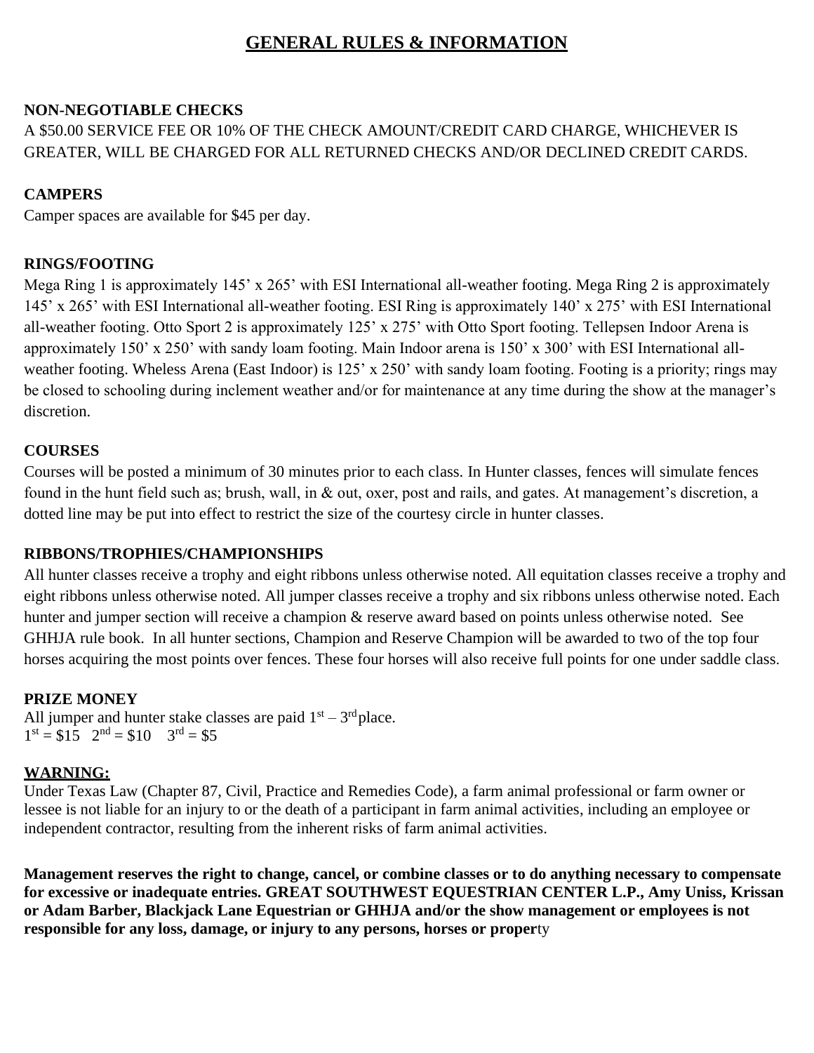# GENERAL RULES & INFORMATION

**NON-NEGOTIABLE CHECKS**

A $50.00 SERVICE FEE OR 10% OF THE CHECK AMOUNT/CREDIT CARD CHARGE, WHICHEVER IS GREATER, WILL BE CHARGED FOR ALL RETURNED CHECKS AND/OR DECLINED CREDIT CARDS.

**CAMPERS**

Camper spaces are available for $45 per day.

**RINGS/FOOTING**

Mega Ring 1 is approximately 145' x 265' with ESI International all-weather footing. Mega Ring 2 is approximately 145' x 265' with ESI International all-weather footing. ESI Ring is approximately 140' x 275' with ESI International all-weather footing. Otto Sport 2 is approximately 125' x 275' with Otto Sport footing. Tellepsen Indoor Arena is approximately 150' x 250' with sandy loam footing. Main Indoor arena is 150' x 300' with ESI International all-weather footing. Wheless Arena (East Indoor) is 125' x 250' with sandy loam footing. Footing is a priority; rings may be closed to schooling during inclement weather and/or for maintenance at any time during the show at the manager's discretion.

**COURSES**

Courses will be posted a minimum of 30 minutes prior to each class. In Hunter classes, fences will simulate fences found in the hunt field such as; brush, wall, in & out, oxer, post and rails, and gates. At management's discretion, a dotted line may be put into effect to restrict the size of the courtesy circle in hunter classes.

**RIBBONS/TROPHIES/CHAMPIONSHIPS**

All hunter classes receive a trophy and eight ribbons unless otherwise noted. All equitation classes receive a trophy and eight ribbons unless otherwise noted. All jumper classes receive a trophy and six ribbons unless otherwise noted. Each hunter and jumper section will receive a champion & reserve award based on points unless otherwise noted. See GHHJA rule book. In all hunter sections, Champion and Reserve Champion will be awarded to two of the top four horses acquiring the most points over fences. These four horses will also receive full points for one under saddle class.

**PRIZE MONEY**

All jumper and hunter stake classes are paid 1st – 3rd place.
1st = $15   2nd = $10   3rd = $5

**WARNING:**

Under Texas Law (Chapter 87, Civil, Practice and Remedies Code), a farm animal professional or farm owner or lessee is not liable for an injury to or the death of a participant in farm animal activities, including an employee or independent contractor, resulting from the inherent risks of farm animal activities.

**Management reserves the right to change, cancel, or combine classes or to do anything necessary to compensate for excessive or inadequate entries. GREAT SOUTHWEST EQUESTRIAN CENTER L.P., Amy Uniss, Krissan or Adam Barber, Blackjack Lane Equestrian or GHHJA and/or the show management or employees is not responsible for any loss, damage, or injury to any persons, horses or property**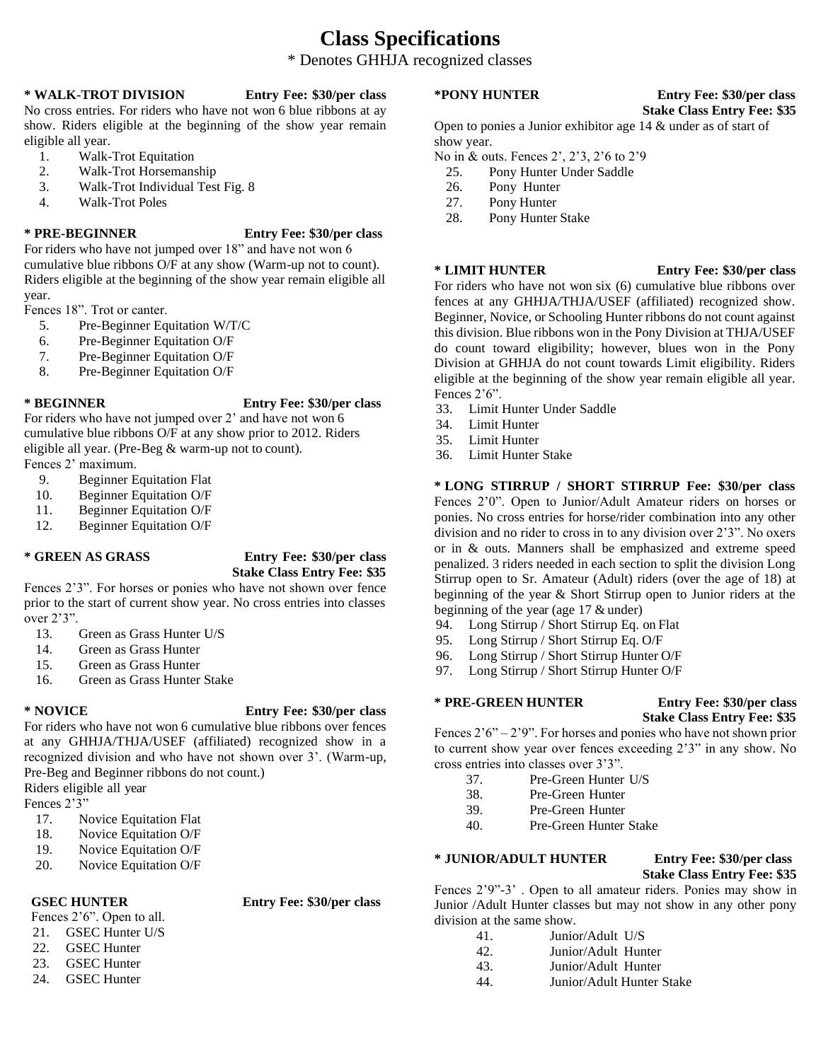# Class Specifications

\* Denotes GHHJA recognized classes

### * WALK-TROT DIVISION — Entry Fee: $30/per class

No cross entries. For riders who have not won 6 blue ribbons at ay show. Riders eligible at the beginning of the show year remain eligible all year.

1. Walk-Trot Equitation
2. Walk-Trot Horsemanship
3. Walk-Trot Individual Test Fig. 8
4. Walk-Trot Poles

### * PRE-BEGINNER — Entry Fee: $30/per class

For riders who have not jumped over 18" and have not won 6 cumulative blue ribbons O/F at any show (Warm-up not to count). Riders eligible at the beginning of the show year remain eligible all year.

Fences 18". Trot or canter.

5. Pre-Beginner Equitation W/T/C
6. Pre-Beginner Equitation O/F
7. Pre-Beginner Equitation O/F
8. Pre-Beginner Equitation O/F

### * BEGINNER — Entry Fee: $30/per class

For riders who have not jumped over 2' and have not won 6 cumulative blue ribbons O/F at any show prior to 2012. Riders eligible all year. (Pre-Beg & warm-up not to count).

Fences 2' maximum.

9. Beginner Equitation Flat
10. Beginner Equitation O/F
11. Beginner Equitation O/F
12. Beginner Equitation O/F

### * GREEN AS GRASS — Entry Fee: $30/per class, Stake Class Entry Fee: $35

Fences 2'3". For horses or ponies who have not shown over fence prior to the start of current show year. No cross entries into classes over 2'3".

13. Green as Grass Hunter U/S
14. Green as Grass Hunter
15. Green as Grass Hunter
16. Green as Grass Hunter Stake

### * NOVICE — Entry Fee: $30/per class

For riders who have not won 6 cumulative blue ribbons over fences at any GHHJA/THJA/USEF (affiliated) recognized show in a recognized division and who have not shown over 3'. (Warm-up, Pre-Beg and Beginner ribbons do not count.)

Riders eligible all year

Fences 2'3"

17. Novice Equitation Flat
18. Novice Equitation O/F
19. Novice Equitation O/F
20. Novice Equitation O/F

### GSEC HUNTER — Entry Fee: $30/per class

Fences 2'6". Open to all.

21. GSEC Hunter U/S
22. GSEC Hunter
23. GSEC Hunter
24. GSEC Hunter

### *PONY HUNTER — Entry Fee: $30/per class, Stake Class Entry Fee: $35

Open to ponies a Junior exhibitor age 14 & under as of start of show year.

No in & outs. Fences 2', 2'3, 2'6 to 2'9

25. Pony Hunter Under Saddle
26. Pony Hunter
27. Pony Hunter
28. Pony Hunter Stake

### * LIMIT HUNTER — Entry Fee: $30/per class

For riders who have not won six (6) cumulative blue ribbons over fences at any GHHJA/THJA/USEF (affiliated) recognized show. Beginner, Novice, or Schooling Hunter ribbons do not count against this division. Blue ribbons won in the Pony Division at THJA/USEF do count toward eligibility; however, blues won in the Pony Division at GHHJA do not count towards Limit eligibility. Riders eligible at the beginning of the show year remain eligible all year. Fences 2'6".

33. Limit Hunter Under Saddle
34. Limit Hunter
35. Limit Hunter
36. Limit Hunter Stake

### * LONG STIRRUP / SHORT STIRRUP Fee: $30/per class

Fences 2'0". Open to Junior/Adult Amateur riders on horses or ponies. No cross entries for horse/rider combination into any other division and no rider to cross in to any division over 2'3". No oxers or in & outs. Manners shall be emphasized and extreme speed penalized. 3 riders needed in each section to split the division Long Stirrup open to Sr. Amateur (Adult) riders (over the age of 18) at beginning of the year & Short Stirrup open to Junior riders at the beginning of the year (age 17 & under)

94. Long Stirrup / Short Stirrup Eq. on Flat
95. Long Stirrup / Short Stirrup Eq. O/F
96. Long Stirrup / Short Stirrup Hunter O/F
97. Long Stirrup / Short Stirrup Hunter O/F

### * PRE-GREEN HUNTER — Entry Fee: $30/per class, Stake Class Entry Fee: $35

Fences 2'6" – 2'9". For horses and ponies who have not shown prior to current show year over fences exceeding 2'3" in any show. No cross entries into classes over 3'3".

37. Pre-Green Hunter U/S
38. Pre-Green Hunter
39. Pre-Green Hunter
40. Pre-Green Hunter Stake

### * JUNIOR/ADULT HUNTER — Entry Fee: $30/per class, Stake Class Entry Fee: $35

Fences 2'9"-3' . Open to all amateur riders. Ponies may show in Junior /Adult Hunter classes but may not show in any other pony division at the same show.

41. Junior/Adult U/S
42. Junior/Adult Hunter
43. Junior/Adult Hunter
44. Junior/Adult Hunter Stake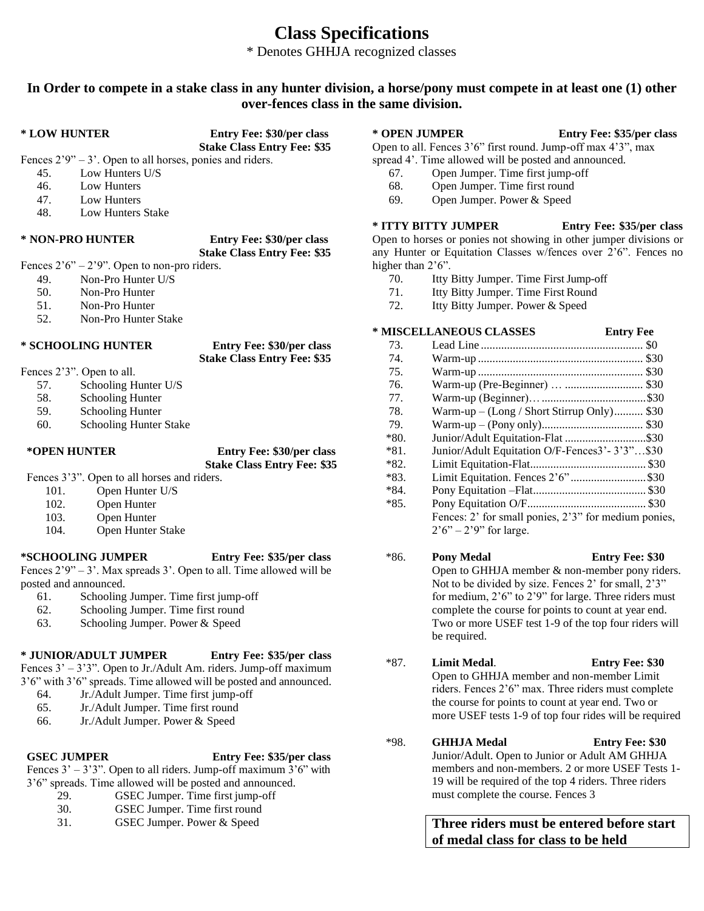# Class Specifications

\* Denotes GHHJA recognized classes

**In Order to compete in a stake class in any hunter division, a horse/pony must compete in at least one (1) other over-fences class in the same division.**

**\* LOW HUNTER** — **Entry Fee: $30/per class** — **Stake Class Entry Fee: $35**

Fences 2'9" – 3'. Open to all horses, ponies and riders.

45. Low Hunters U/S
46. Low Hunters
47. Low Hunters
48. Low Hunters Stake

**\* NON-PRO HUNTER** — **Entry Fee: $30/per class** — **Stake Class Entry Fee: $35**

Fences 2'6" – 2'9". Open to non-pro riders.

49. Non-Pro Hunter U/S
50. Non-Pro Hunter
51. Non-Pro Hunter
52. Non-Pro Hunter Stake

**\* SCHOOLING HUNTER** — **Entry Fee: $30/per class** — **Stake Class Entry Fee: $35**

Fences 2'3". Open to all.

57. Schooling Hunter U/S
58. Schooling Hunter
59. Schooling Hunter
60. Schooling Hunter Stake

**\*OPEN HUNTER** — **Entry Fee: $30/per class** — **Stake Class Entry Fee: $35**

Fences 3'3". Open to all horses and riders.

101. Open Hunter U/S
102. Open Hunter
103. Open Hunter
104. Open Hunter Stake

**\*SCHOOLING JUMPER** — **Entry Fee: $35/per class**

Fences 2'9" – 3'. Max spreads 3'. Open to all. Time allowed will be posted and announced.

61. Schooling Jumper. Time first jump-off
62. Schooling Jumper. Time first round
63. Schooling Jumper. Power & Speed

**\* JUNIOR/ADULT JUMPER** — **Entry Fee: $35/per class**

Fences 3' – 3'3". Open to Jr./Adult Am. riders. Jump-off maximum 3'6" with 3'6" spreads. Time allowed will be posted and announced.

64. Jr./Adult Jumper. Time first jump-off
65. Jr./Adult Jumper. Time first round
66. Jr./Adult Jumper. Power & Speed

**GSEC JUMPER** — **Entry Fee: $35/per class**

Fences 3' – 3'3". Open to all riders. Jump-off maximum 3'6" with 3'6" spreads. Time allowed will be posted and announced.

29. GSEC Jumper. Time first jump-off
30. GSEC Jumper. Time first round
31. GSEC Jumper. Power & Speed

**\* OPEN JUMPER** — **Entry Fee: $35/per class**

Open to all. Fences 3'6" first round. Jump-off max 4'3", max spread 4'. Time allowed will be posted and announced.

67. Open Jumper. Time first jump-off
68. Open Jumper. Time first round
69. Open Jumper. Power & Speed

**\* ITTY BITTY JUMPER** — **Entry Fee: $35/per class**

Open to horses or ponies not showing in other jumper divisions or any Hunter or Equitation Classes w/fences over 2'6". Fences no higher than 2'6".

70. Itty Bitty Jumper. Time First Jump-off
71. Itty Bitty Jumper. Time First Round
72. Itty Bitty Jumper. Power & Speed

**\* MISCELLANEOUS CLASSES** — **Entry Fee**

| No. | Class | Entry Fee |
|---|---|---|
| 73. | Lead Line | $0 |
| 74. | Warm-up | $30 |
| 75. | Warm-up | $30 |
| 76. | Warm-up (Pre-Beginner) … | $30 |
| 77. | Warm-up (Beginner)… | $30 |
| 78. | Warm-up – (Long / Short Stirrup Only) | $30 |
| 79. | Warm-up – (Pony only) | $30 |
| \*80. | Junior/Adult Equitation-Flat | $30 |
| \*81. | Junior/Adult Equitation O/F-Fences3'- 3'3"… | $30 |
| \*82. | Limit Equitation-Flat | $30 |
| \*83. | Limit Equitation. Fences 2'6" | $30 |
| \*84. | Pony Equitation –Flat | $30 |
| \*85. | Pony Equitation O/F | $30 |

Fences: 2' for small ponies, 2'3" for medium ponies, 2'6" – 2'9" for large.

\*86. **Pony Medal** — **Entry Fee: $30**
Open to GHHJA member & non-member pony riders. Not to be divided by size. Fences 2' for small, 2'3" for medium, 2'6" to 2'9" for large. Three riders must complete the course for points to count at year end. Two or more USEF test 1-9 of the top four riders will be required.

\*87. **Limit Medal**. — **Entry Fee: $30**
Open to GHHJA member and non-member Limit riders. Fences 2'6" max. Three riders must complete the course for points to count at year end. Two or more USEF tests 1-9 of top four rides will be required

\*98. **GHHJA Medal** — **Entry Fee: $30**
Junior/Adult. Open to Junior or Adult AM GHHJA members and non-members. 2 or more USEF Tests 1-19 will be required of the top 4 riders. Three riders must complete the course. Fences 3

**Three riders must be entered before start of medal class for class to be held**